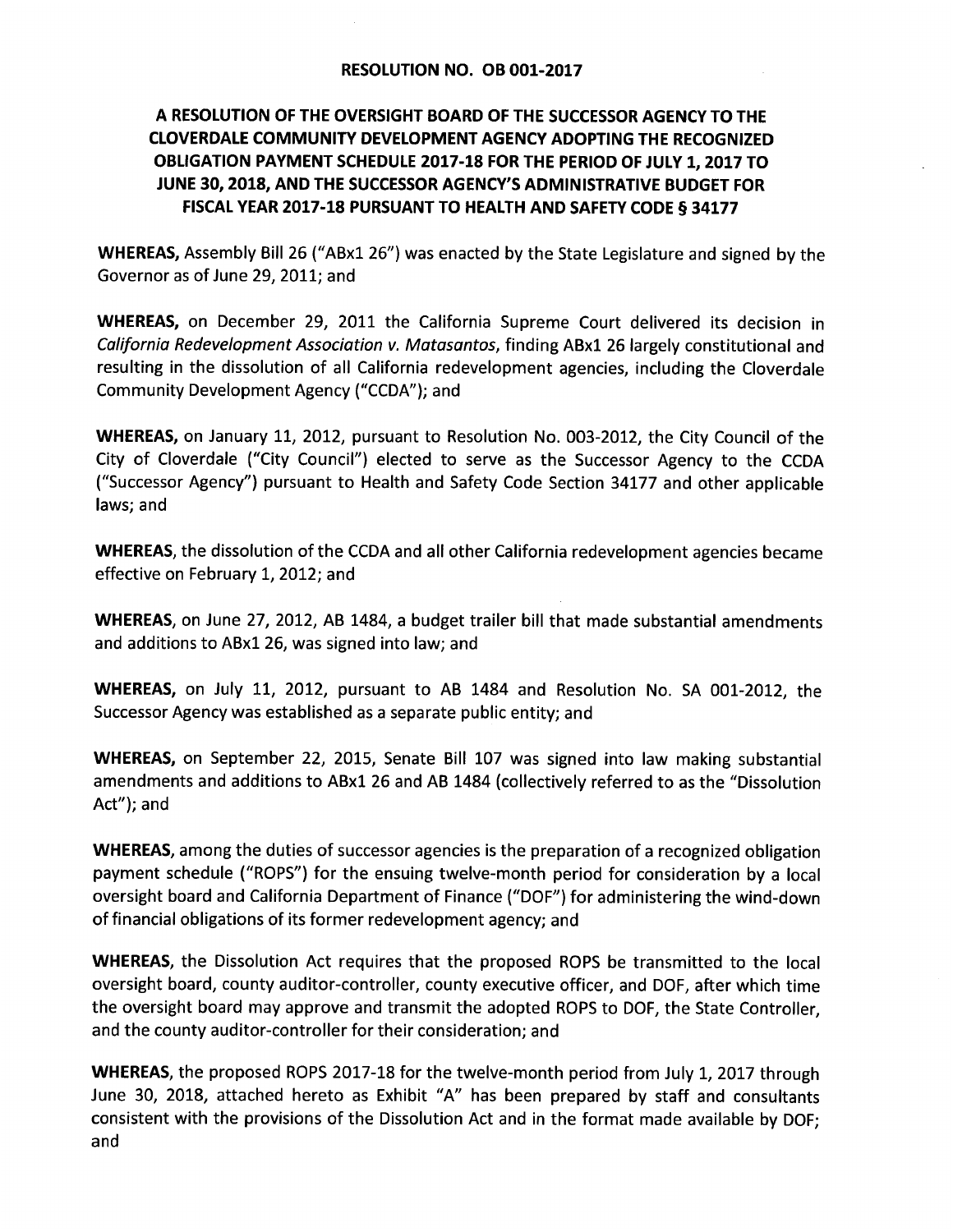**RESOLUTION NO. OB 001-2017**

**A RESOLUTION OF THE OVERSIGHT BOARD OF THE SUCCESSOR AGENCY TO THE CLOVERDALE COMMUNITY DEVELOPMENT AGENCY ADOPTING THE RECOGNIZED OBLIGATION PAYMENT SCHEDULE 2017-18 FOR THE PERIOD OF JULY 1, 2017 TO JUNE 30, 2018, AND THE SUCCESSOR AGENCY'S ADMINISTRATIVE BUDGET FOR FISCAL YEAR 2017-18 PURSUANT TO HEALTH AND SAFETY CODE § 34177**

**WHEREAS,** Assembly Bill 26 ("ABx1 26") was enacted by the State Legislature and signed by the Governor as of June 29, 2011; and

**WHEREAS,** on December 29, 2011 the California Supreme Court delivered its decision in *California Redevelopment Association v. Matasantos*, finding ABx1 26 largely constitutional and resulting in the dissolution of all California redevelopment agencies, including the Cloverdale Community Development Agency ("CCDA"); and

**WHEREAS,** on January 11, 2012, pursuant to Resolution No. 003-2012, the City Council of the City of Cloverdale ("City Council") elected to serve as the Successor Agency to the CCDA ("Successor Agency") pursuant to Health and Safety Code Section 34177 and other applicable laws; and

**WHEREAS,** the dissolution of the CCDA and all other California redevelopment agencies became effective on February 1, 2012; and

**WHEREAS,** on June 27, 2012, AB 1484, a budget trailer bill that made substantial amendments and additions to ABx1 26, was signed into law; and

**WHEREAS,** on July 11, 2012, pursuant to AB 1484 and Resolution No. SA 001-2012, the Successor Agency was established as a separate public entity; and

**WHEREAS,** on September 22, 2015, Senate Bill 107 was signed into law making substantial amendments and additions to ABx1 26 and AB 1484 (collectively referred to as the "Dissolution Act"); and

**WHEREAS,** among the duties of successor agencies is the preparation of a recognized obligation payment schedule ("ROPS") for the ensuing twelve-month period for consideration by a local oversight board and California Department of Finance ("DOF") for administering the wind-down of financial obligations of its former redevelopment agency; and

**WHEREAS,** the Dissolution Act requires that the proposed ROPS be transmitted to the local oversight board, county auditor-controller, county executive officer, and DOF, after which time the oversight board may approve and transmit the adopted ROPS to DOF, the State Controller, and the county auditor-controller for their consideration; and

**WHEREAS,** the proposed ROPS 2017-18 for the twelve-month period from July 1, 2017 through June 30, 2018, attached hereto as Exhibit "A" has been prepared by staff and consultants consistent with the provisions of the Dissolution Act and in the format made available by DOF; and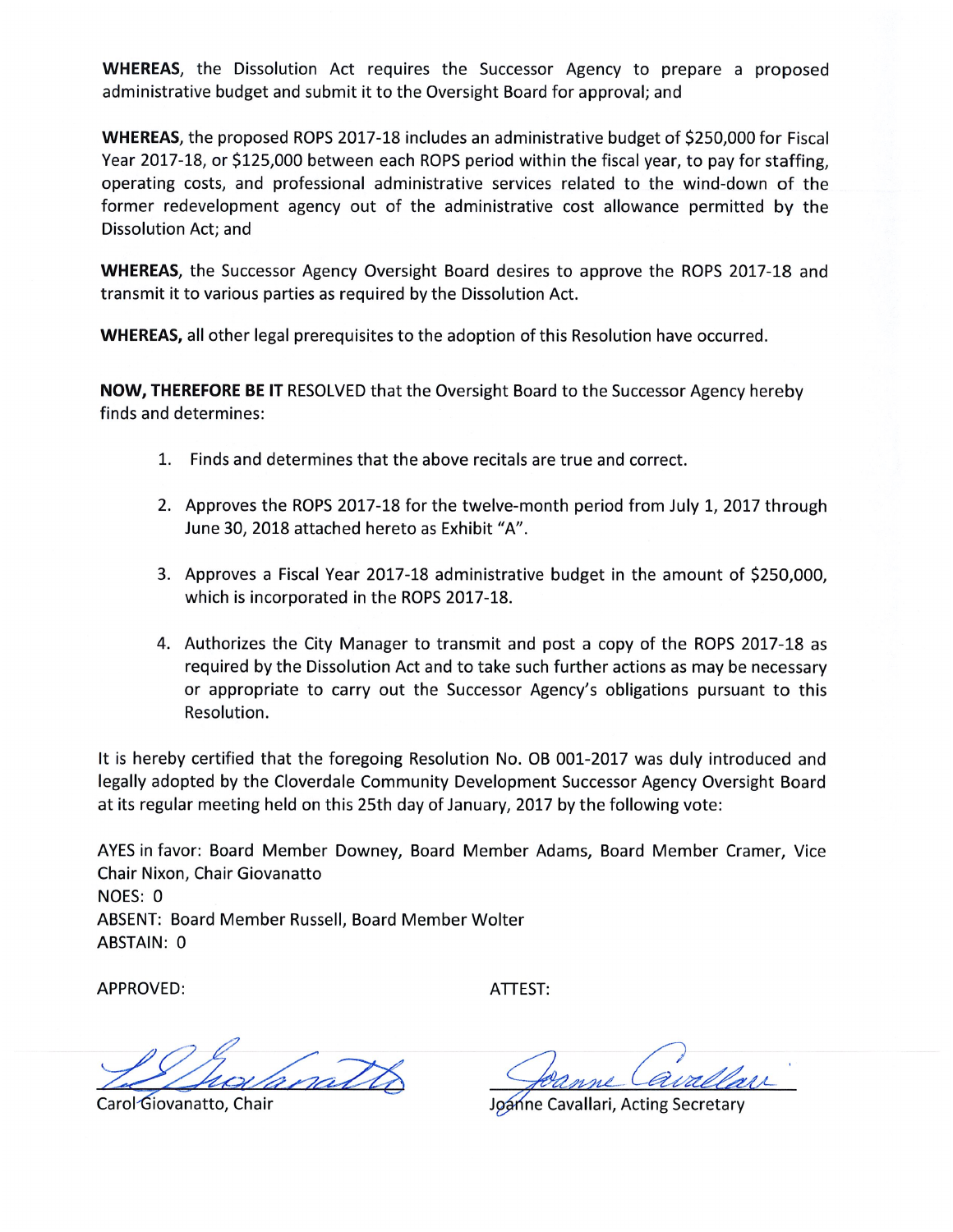**WHEREAS**, the Dissolution Act requires the Successor Agency to prepare a proposed administrative budget and submit it to the Oversight Board for approval; and

**WHEREAS**, the proposed ROPS 2017-18 includes an administrative budget of $250,000 for Fiscal Year 2017-18, or $125,000 between each ROPS period within the fiscal year, to pay for staffing, operating costs, and professional administrative services related to the wind-down of the former redevelopment agency out of the administrative cost allowance permitted by the Dissolution Act; and

**WHEREAS**, the Successor Agency Oversight Board desires to approve the ROPS 2017-18 and transmit it to various parties as required by the Dissolution Act.

**WHEREAS,** all other legal prerequisites to the adoption of this Resolution have occurred.

**NOW, THEREFORE BE IT** RESOLVED that the Oversight Board to the Successor Agency hereby finds and determines:

1. Finds and determines that the above recitals are true and correct.
2. Approves the ROPS 2017-18 for the twelve-month period from July 1, 2017 through June 30, 2018 attached hereto as Exhibit "A".
3. Approves a Fiscal Year 2017-18 administrative budget in the amount of $250,000, which is incorporated in the ROPS 2017-18.
4. Authorizes the City Manager to transmit and post a copy of the ROPS 2017-18 as required by the Dissolution Act and to take such further actions as may be necessary or appropriate to carry out the Successor Agency's obligations pursuant to this Resolution.

It is hereby certified that the foregoing Resolution No. OB 001-2017 was duly introduced and legally adopted by the Cloverdale Community Development Successor Agency Oversight Board at its regular meeting held on this 25th day of January, 2017 by the following vote:

AYES in favor: Board Member Downey, Board Member Adams, Board Member Cramer, Vice Chair Nixon, Chair Giovanatto
NOES: 0
ABSENT: Board Member Russell, Board Member Wolter
ABSTAIN: 0

APPROVED: ATTEST:

Carol Giovanatto, Chair

Joanne Cavallari, Acting Secretary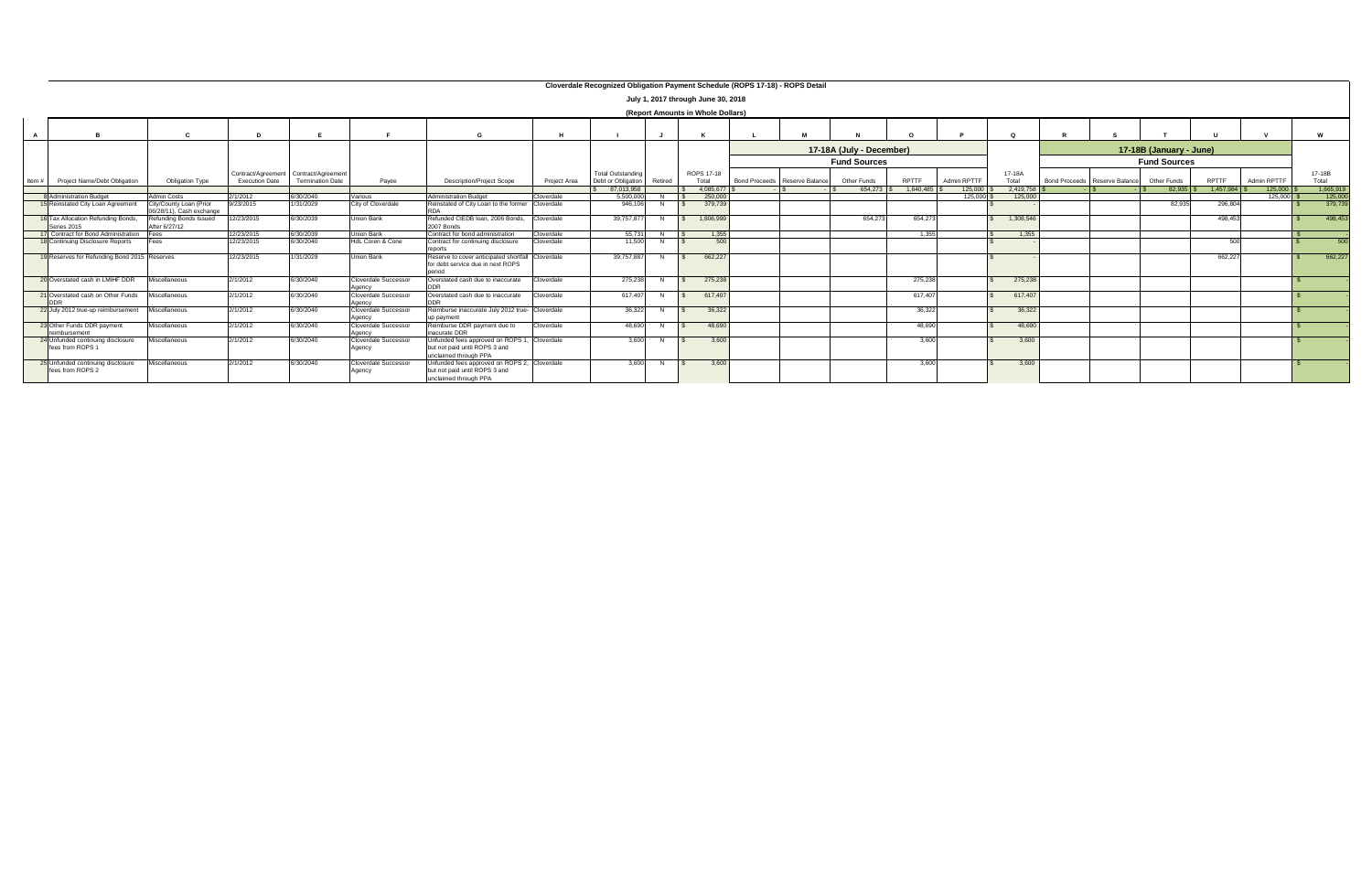**Cloverdale Recognized Obligation Payment Schedule (ROPS 17-18) - ROPS Detail**

**July 1, 2017 through June 30, 2018**

**(Report Amounts in Whole Dollars)**

| A | B | C | D | E | F | G | H | I | J | K | L | M | N | O | P | Q | R | S | T | U | V | W |
|---|---|---|---|---|---|---|---|---|---|---|---|---|---|---|---|---|---|---|---|---|---|---|
| | | | | | | | | | | | 17-18A (July - December) | | | | | | 17-18B (January - June) | | | | | |
| | | | | | | | | | | | Fund Sources | | | | | | Fund Sources | | | | | |
| Item # | Project Name/Debt Obligation | Obligation Type | Contract/Agreement Execution Date | Contract/Agreement Termination Date | Payee | Description/Project Scope | Project Area | Total Outstanding Debt or Obligation | Retired | ROPS 17-18 Total | Bond Proceeds | Reserve Balance | Other Funds | RPTTF | Admin RPTTF | 17-18A Total | Bond Proceeds | Reserve Balance | Other Funds | RPTTF | Admin RPTTF | 17-18B Total |
| | | | | | | | | $ 87,013,958 | | $ 4,085,677 | $ - | $ - | $ 654,273 | $ 1,640,485 | $ 125,000 | $ 2,419,758 | $ - | $ - | $ 82,935 | $ 1,457,984 | $ 125,000 | $ 1,665,919 |
| 8 | Administration Budget | Admin Costs | 2/1/2012 | 6/30/2040 | Various | Administration Budget | Cloverdale | 5,500,000 | N | $ 250,000 | | | | | 125,000 | $ 125,000 | | | | | 125,000 | $ 125,000 |
| 15 | Reinstated City Loan Agreement | City/County Loan (Prior 06/28/11), Cash exchange | 9/23/2015 | 1/31/2029 | City of Cloverdale | Reinstated of City Loan to the former RDA | Cloverdale | 946,106 | N | $ 379,739 | | | | | | $ - | | | 82,935 | 296,804 | | $ 379,739 |
| 16 | Tax Allocation Refunding Bonds, Series 2015 | Refunding Bonds Issued After 6/27/12 | 12/23/2015 | 6/30/2039 | Union Bank | Refunded CIEDB loan, 2006 Bonds, 2007 Bonds | Cloverdale | 39,757,877 | N | $ 1,806,999 | | | 654,273 | 654,273 | | $ 1,308,546 | | | | 498,453 | | $ 498,453 |
| 17 | Contract for Bond Administration | Fees | 12/23/2015 | 6/30/2039 | Union Bank | Contract for bond administration | Cloverdale | 55,731 | N | $ 1,355 | | | | 1,355 | | $ 1,355 | | | | | | $ - |
| 18 | Continuing Disclosure Reports | Fees | 12/23/2015 | 6/30/2040 | HdL Coren & Cone | Contract for continuing disclosure reports | Cloverdale | 11,500 | N | $ 500 | | | | | | $ - | | | | 500 | | $ 500 |
| 19 | Reserves for Refunding Bond 2015 | Reserves | 12/23/2015 | 1/31/2029 | Union Bank | Reserve to cover anticipated shortfall for debt service due in next ROPS period | Cloverdale | 39,757,887 | N | $ 662,227 | | | | | | $ - | | | | 662,227 | | $ 662,227 |
| 20 | Overstated cash in LMIHF DDR | Miscellaneous | 2/1/2012 | 6/30/2040 | Cloverdale Successor Agency | Overstated cash due to inaccurate DDR | Cloverdale | 275,238 | N | $ 275,238 | | | | 275,238 | | $ 275,238 | | | | | | $ - |
| 21 | Overstated cash on Other Funds DDR | Miscellaneous | 2/1/2012 | 6/30/2040 | Cloverdale Successor Agency | Overstated cash due to inaccurate DDR | Cloverdale | 617,407 | N | $ 617,407 | | | | 617,407 | | $ 617,407 | | | | | | $ - |
| 22 | July 2012 true-up reimbursement | Miscellaneous | 2/1/2012 | 6/30/2040 | Cloverdale Successor Agency | Reimburse inaccurate July 2012 true-up payment | Cloverdale | 36,322 | N | $ 36,322 | | | | 36,322 | | $ 36,322 | | | | | | $ - |
| 23 | Other Funds DDR payment reimbursement | Miscellaneous | 2/1/2012 | 6/30/2040 | Cloverdale Successor Agency | Reimburse DDR payment due to inacurate DDR | Cloverdale | 48,690 | N | $ 48,690 | | | | 48,690 | | $ 48,690 | | | | | | $ - |
| 24 | Unfunded continuing disclosure fees from ROPS 1 | Miscellaneous | 2/1/2012 | 6/30/2040 | Cloverdale Successor Agency | Unfunded fees approved on ROPS 1, but not paid until ROPS 3 and unclaimed through PPA | Cloverdale | 3,600 | N | $ 3,600 | | | | 3,600 | | $ 3,600 | | | | | | $ - |
| 25 | Unfunded continuing disclosure fees from ROPS 2 | Miscellaneous | 2/1/2012 | 6/30/2040 | Cloverdale Successor Agency | Unfunded fees approved on ROPS 2, but not paid until ROPS 3 and unclaimed through PPA | Cloverdale | 3,600 | N | $ 3,600 | | | | 3,600 | | $ 3,600 | | | | | | $ - |